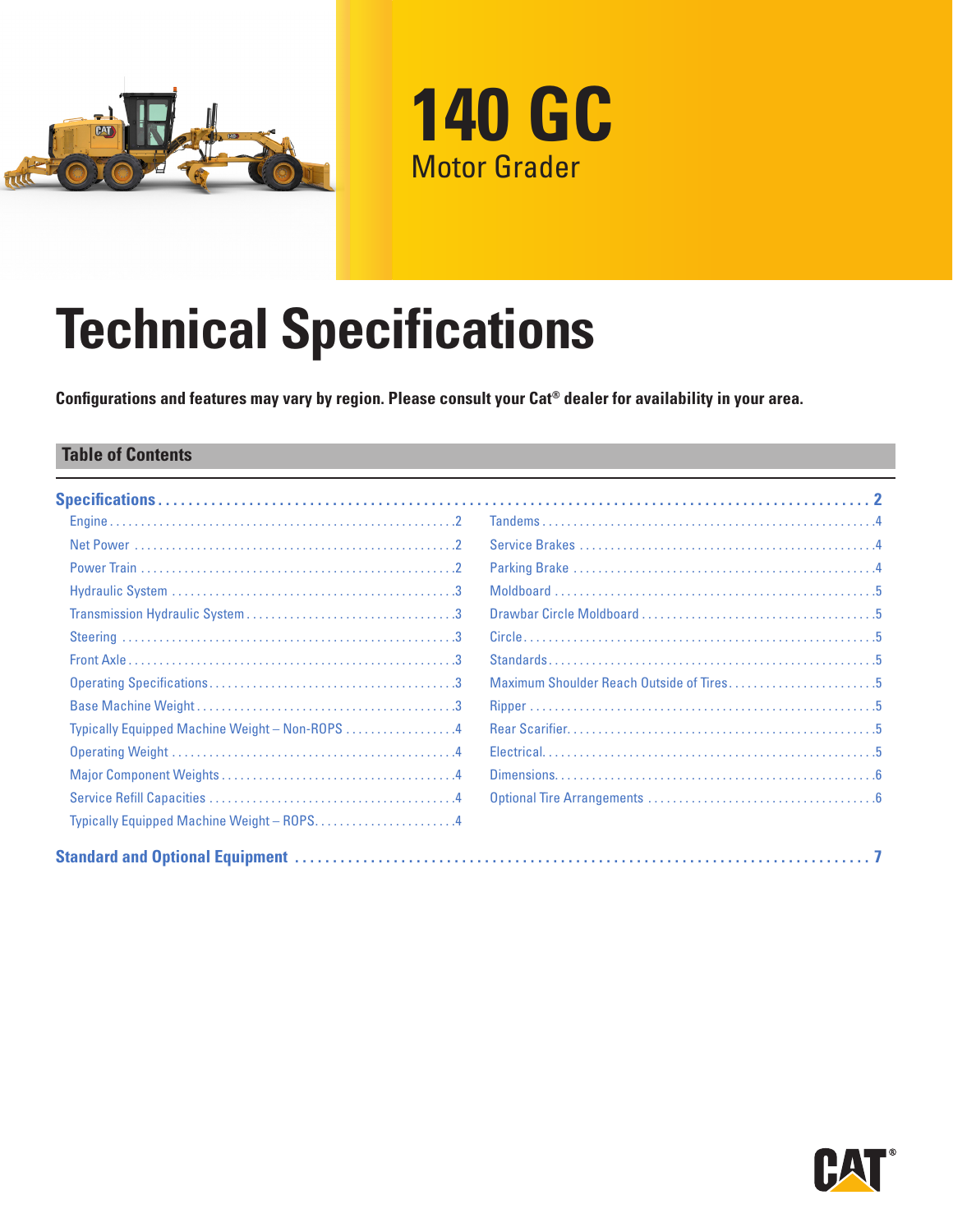# 140 GC

Motor Grader

# Technical Specifications

**Configurations and features may vary by region. Please consult your Cat® dealer for availability in your area.**

## Table of Contents

**Specifications** . . . . . . . . . . 2

- Engine . . . . . . . . . . 2
- Net Power . . . . . . . . . . 2
- Power Train . . . . . . . . . . 2
- Hydraulic System . . . . . . . . . . 3
- Transmission Hydraulic System . . . . . . . . . . 3
- Steering . . . . . . . . . . 3
- Front Axle . . . . . . . . . . 3
- Operating Specifications . . . . . . . . . . 3
- Base Machine Weight . . . . . . . . . . 3
- Typically Equipped Machine Weight – Non-ROPS . . . . . . . . . . 4
- Operating Weight . . . . . . . . . . 4
- Major Component Weights . . . . . . . . . . 4
- Service Refill Capacities . . . . . . . . . . 4
- Typically Equipped Machine Weight – ROPS . . . . . . . . . . 4
- Tandems . . . . . . . . . . 4
- Service Brakes . . . . . . . . . . 4
- Parking Brake . . . . . . . . . . 4
- Moldboard . . . . . . . . . . 5
- Drawbar Circle Moldboard . . . . . . . . . . 5
- Circle . . . . . . . . . . 5
- Standards . . . . . . . . . . 5
- Maximum Shoulder Reach Outside of Tires . . . . . . . . . . 5
- Ripper . . . . . . . . . . 5
- Rear Scarifier . . . . . . . . . . 5
- Electrical . . . . . . . . . . 5
- Dimensions . . . . . . . . . . 6
- Optional Tire Arrangements . . . . . . . . . . 6

**Standard and Optional Equipment** . . . . . . . . . . 7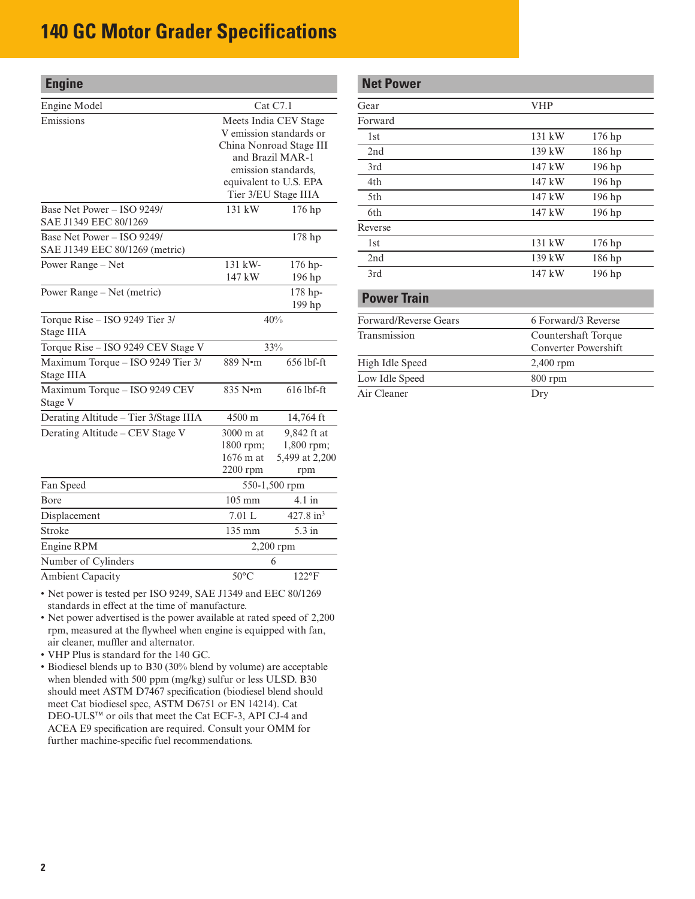# 140 GC Motor Grader Specifications

## Engine

| | | |
|---|---|---|
| Engine Model | Cat C7.1 | |
| Emissions | Meets India CEV Stage V emission standards or China Nonroad Stage III and Brazil MAR-1 emission standards, equivalent to U.S. EPA Tier 3/EU Stage IIIA | |
| Base Net Power – ISO 9249/ SAE J1349 EEC 80/1269 | 131 kW | 176 hp |
| Base Net Power – ISO 9249/ SAE J1349 EEC 80/1269 (metric) | | 178 hp |
| Power Range – Net | 131 kW-147 kW | 176 hp-196 hp |
| Power Range – Net (metric) | | 178 hp-199 hp |
| Torque Rise – ISO 9249 Tier 3/ Stage IIIA | 40% | |
| Torque Rise – ISO 9249 CEV Stage V | 33% | |
| Maximum Torque – ISO 9249 Tier 3/ Stage IIIA | 889 N•m | 656 lbf-ft |
| Maximum Torque – ISO 9249 CEV Stage V | 835 N•m | 616 lbf-ft |
| Derating Altitude – Tier 3/Stage IIIA | 4500 m | 14,764 ft |
| Derating Altitude – CEV Stage V | 3000 m at 1800 rpm; 1676 m at 2200 rpm | 9,842 ft at 1,800 rpm; 5,499 at 2,200 rpm |
| Fan Speed | 550-1,500 rpm | |
| Bore | 105 mm | 4.1 in |
| Displacement | 7.01 L | 427.8 in³ |
| Stroke | 135 mm | 5.3 in |
| Engine RPM | 2,200 rpm | |
| Number of Cylinders | 6 | |
| Ambient Capacity | 50°C | 122°F |

- Net power is tested per ISO 9249, SAE J1349 and EEC 80/1269 standards in effect at the time of manufacture.
- Net power advertised is the power available at rated speed of 2,200 rpm, measured at the flywheel when engine is equipped with fan, air cleaner, muffler and alternator.
- VHP Plus is standard for the 140 GC.
- Biodiesel blends up to B30 (30% blend by volume) are acceptable when blended with 500 ppm (mg/kg) sulfur or less ULSD. B30 should meet ASTM D7467 specification (biodiesel blend should meet Cat biodiesel spec, ASTM D6751 or EN 14214). Cat DEO-ULS™ or oils that meet the Cat ECF-3, API CJ-4 and ACEA E9 specification are required. Consult your OMM for further machine-specific fuel recommendations.

## Net Power

| Gear | VHP | |
|---|---|---|
| Forward | | |
| 1st | 131 kW | 176 hp |
| 2nd | 139 kW | 186 hp |
| 3rd | 147 kW | 196 hp |
| 4th | 147 kW | 196 hp |
| 5th | 147 kW | 196 hp |
| 6th | 147 kW | 196 hp |
| Reverse | | |
| 1st | 131 kW | 176 hp |
| 2nd | 139 kW | 186 hp |
| 3rd | 147 kW | 196 hp |

## Power Train

| | |
|---|---|
| Forward/Reverse Gears | 6 Forward/3 Reverse |
| Transmission | Countershaft Torque Converter Powershift |
| High Idle Speed | 2,400 rpm |
| Low Idle Speed | 800 rpm |
| Air Cleaner | Dry |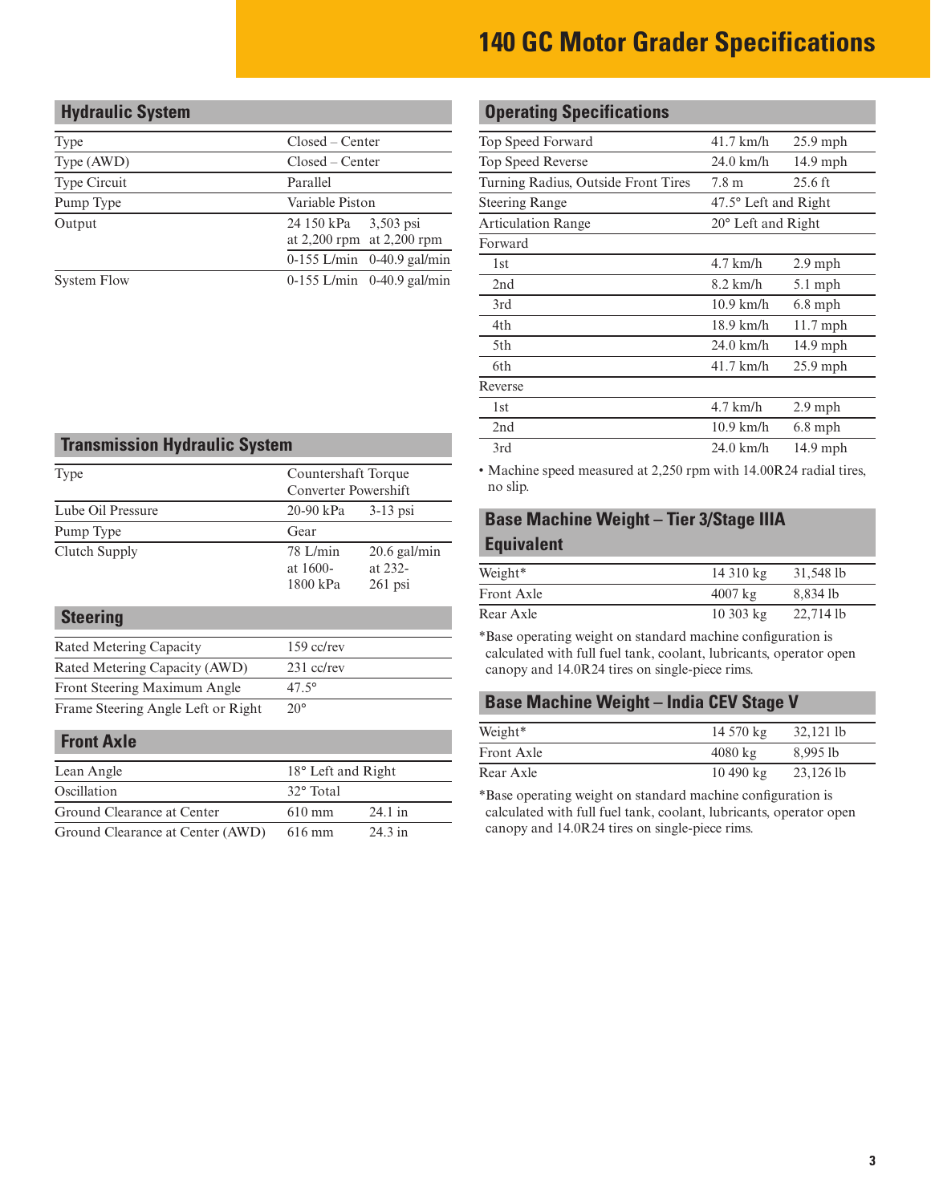# 140 GC Motor Grader Specifications

## Hydraulic System

| | | |
|---|---|---|
| Type | Closed – Center | |
| Type (AWD) | Closed – Center | |
| Type Circuit | Parallel | |
| Pump Type | Variable Piston | |
| Output | 24 150 kPa at 2,200 rpm | 3,503 psi at 2,200 rpm |
| | 0-155 L/min | 0-40.9 gal/min |
| System Flow | 0-155 L/min | 0-40.9 gal/min |

## Transmission Hydraulic System

| | | |
|---|---|---|
| Type | Countershaft Torque Converter Powershift | |
| Lube Oil Pressure | 20-90 kPa | 3-13 psi |
| Pump Type | Gear | |
| Clutch Supply | 78 L/min at 1600-1800 kPa | 20.6 gal/min at 232-261 psi |

## Steering

| | |
|---|---|
| Rated Metering Capacity | 159 cc/rev |
| Rated Metering Capacity (AWD) | 231 cc/rev |
| Front Steering Maximum Angle | 47.5° |
| Frame Steering Angle Left or Right | 20° |

## Front Axle

| | | |
|---|---|---|
| Lean Angle | 18° Left and Right | |
| Oscillation | 32° Total | |
| Ground Clearance at Center | 610 mm | 24.1 in |
| Ground Clearance at Center (AWD) | 616 mm | 24.3 in |

## Operating Specifications

| | | |
|---|---|---|
| Top Speed Forward | 41.7 km/h | 25.9 mph |
| Top Speed Reverse | 24.0 km/h | 14.9 mph |
| Turning Radius, Outside Front Tires | 7.8 m | 25.6 ft |
| Steering Range | 47.5° Left and Right | |
| Articulation Range | 20° Left and Right | |
| Forward | | |
| 1st | 4.7 km/h | 2.9 mph |
| 2nd | 8.2 km/h | 5.1 mph |
| 3rd | 10.9 km/h | 6.8 mph |
| 4th | 18.9 km/h | 11.7 mph |
| 5th | 24.0 km/h | 14.9 mph |
| 6th | 41.7 km/h | 25.9 mph |
| Reverse | | |
| 1st | 4.7 km/h | 2.9 mph |
| 2nd | 10.9 km/h | 6.8 mph |
| 3rd | 24.0 km/h | 14.9 mph |

- Machine speed measured at 2,250 rpm with 14.00R24 radial tires, no slip.

## Base Machine Weight – Tier 3/Stage IIIA Equivalent

| | | |
|---|---|---|
| Weight* | 14 310 kg | 31,548 lb |
| Front Axle | 4007 kg | 8,834 lb |
| Rear Axle | 10 303 kg | 22,714 lb |

*Base operating weight on standard machine configuration is calculated with full fuel tank, coolant, lubricants, operator open canopy and 14.0R24 tires on single-piece rims.

## Base Machine Weight – India CEV Stage V

| | | |
|---|---|---|
| Weight* | 14 570 kg | 32,121 lb |
| Front Axle | 4080 kg | 8,995 lb |
| Rear Axle | 10 490 kg | 23,126 lb |

*Base operating weight on standard machine configuration is calculated with full fuel tank, coolant, lubricants, operator open canopy and 14.0R24 tires on single-piece rims.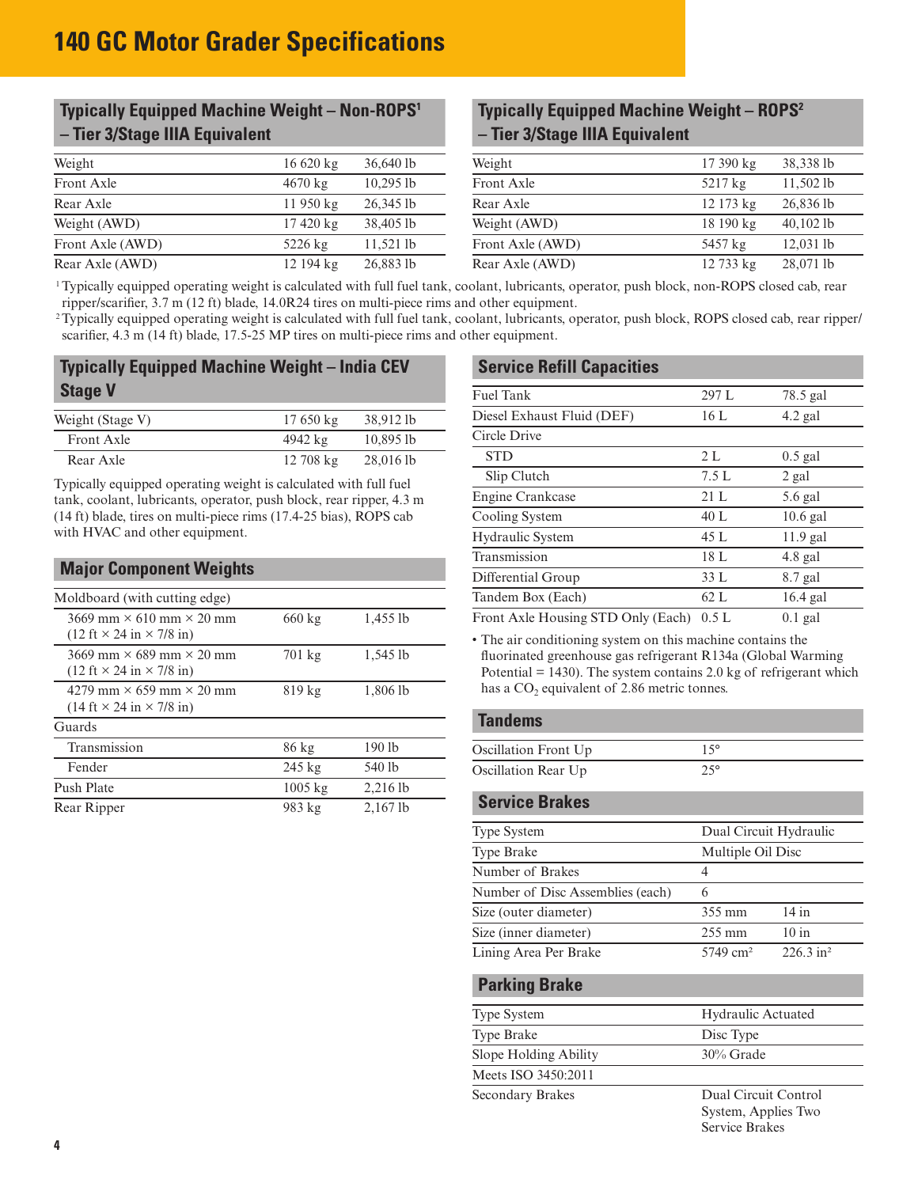# 140 GC Motor Grader Specifications

## Typically Equipped Machine Weight – Non-ROPS[1] – Tier 3/Stage IIIA Equivalent

| | | |
|---|---|---|
| Weight | 16 620 kg | 36,640 lb |
| Front Axle | 4670 kg | 10,295 lb |
| Rear Axle | 11 950 kg | 26,345 lb |
| Weight (AWD) | 17 420 kg | 38,405 lb |
| Front Axle (AWD) | 5226 kg | 11,521 lb |
| Rear Axle (AWD) | 12 194 kg | 26,883 lb |

## Typically Equipped Machine Weight – ROPS[2] – Tier 3/Stage IIIA Equivalent

| | | |
|---|---|---|
| Weight | 17 390 kg | 38,338 lb |
| Front Axle | 5217 kg | 11,502 lb |
| Rear Axle | 12 173 kg | 26,836 lb |
| Weight (AWD) | 18 190 kg | 40,102 lb |
| Front Axle (AWD) | 5457 kg | 12,031 lb |
| Rear Axle (AWD) | 12 733 kg | 28,071 lb |

[1] Typically equipped operating weight is calculated with full fuel tank, coolant, lubricants, operator, push block, non-ROPS closed cab, rear ripper/scarifier, 3.7 m (12 ft) blade, 14.0R24 tires on multi-piece rims and other equipment.

[2] Typically equipped operating weight is calculated with full fuel tank, coolant, lubricants, operator, push block, ROPS closed cab, rear ripper/scarifier, 4.3 m (14 ft) blade, 17.5-25 MP tires on multi-piece rims and other equipment.

## Typically Equipped Machine Weight – India CEV Stage V

| | | |
|---|---|---|
| Weight (Stage V) | 17 650 kg | 38,912 lb |
| Front Axle | 4942 kg | 10,895 lb |
| Rear Axle | 12 708 kg | 28,016 lb |

Typically equipped operating weight is calculated with full fuel tank, coolant, lubricants, operator, push block, rear ripper, 4.3 m (14 ft) blade, tires on multi-piece rims (17.4-25 bias), ROPS cab with HVAC and other equipment.

## Major Component Weights

| | | |
|---|---|---|
| Moldboard (with cutting edge) | | |
| 3669 mm × 610 mm × 20 mm (12 ft × 24 in × 7/8 in) | 660 kg | 1,455 lb |
| 3669 mm × 689 mm × 20 mm (12 ft × 24 in × 7/8 in) | 701 kg | 1,545 lb |
| 4279 mm × 659 mm × 20 mm (14 ft × 24 in × 7/8 in) | 819 kg | 1,806 lb |
| Guards | | |
| Transmission | 86 kg | 190 lb |
| Fender | 245 kg | 540 lb |
| Push Plate | 1005 kg | 2,216 lb |
| Rear Ripper | 983 kg | 2,167 lb |

## Service Refill Capacities

| | | |
|---|---|---|
| Fuel Tank | 297 L | 78.5 gal |
| Diesel Exhaust Fluid (DEF) | 16 L | 4.2 gal |
| Circle Drive | | |
| STD | 2 L | 0.5 gal |
| Slip Clutch | 7.5 L | 2 gal |
| Engine Crankcase | 21 L | 5.6 gal |
| Cooling System | 40 L | 10.6 gal |
| Hydraulic System | 45 L | 11.9 gal |
| Transmission | 18 L | 4.8 gal |
| Differential Group | 33 L | 8.7 gal |
| Tandem Box (Each) | 62 L | 16.4 gal |
| Front Axle Housing STD Only (Each) | 0.5 L | 0.1 gal |

- The air conditioning system on this machine contains the fluorinated greenhouse gas refrigerant R134a (Global Warming Potential = 1430). The system contains 2.0 kg of refrigerant which has a $CO_2$ equivalent of 2.86 metric tonnes.

## Tandems

| | |
|---|---|
| Oscillation Front Up | 15° |
| Oscillation Rear Up | 25° |

## Service Brakes

| | | |
|---|---|---|
| Type System | Dual Circuit Hydraulic | |
| Type Brake | Multiple Oil Disc | |
| Number of Brakes | 4 | |
| Number of Disc Assemblies (each) | 6 | |
| Size (outer diameter) | 355 mm | 14 in |
| Size (inner diameter) | 255 mm | 10 in |
| Lining Area Per Brake | 5749 cm² | 226.3 in² |

## Parking Brake

| | |
|---|---|
| Type System | Hydraulic Actuated |
| Type Brake | Disc Type |
| Slope Holding Ability | 30% Grade |
| Meets ISO 3450:2011 | |
| Secondary Brakes | Dual Circuit Control System, Applies Two Service Brakes |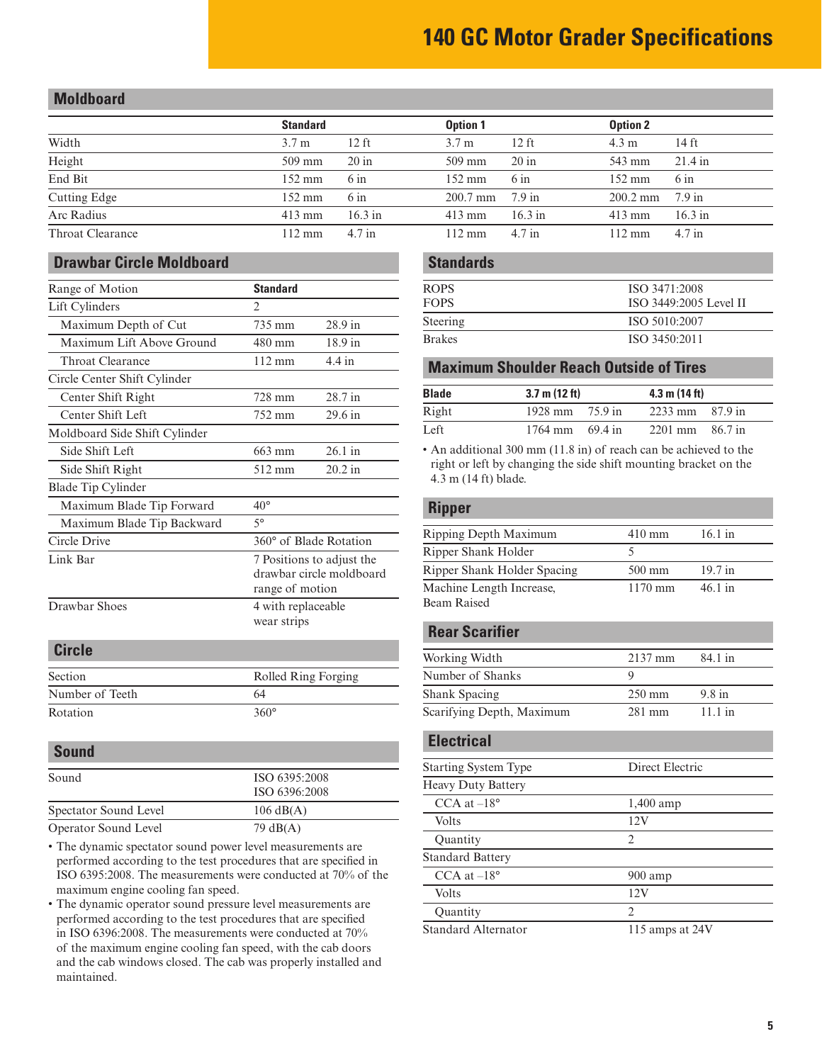# 140 GC Motor Grader Specifications

## Moldboard

| | Standard | | Option 1 | | Option 2 | |
|---|---|---|---|---|---|---|
| Width | 3.7 m | 12 ft | 3.7 m | 12 ft | 4.3 m | 14 ft |
| Height | 509 mm | 20 in | 509 mm | 20 in | 543 mm | 21.4 in |
| End Bit | 152 mm | 6 in | 152 mm | 6 in | 152 mm | 6 in |
| Cutting Edge | 152 mm | 6 in | 200.7 mm | 7.9 in | 200.2 mm | 7.9 in |
| Arc Radius | 413 mm | 16.3 in | 413 mm | 16.3 in | 413 mm | 16.3 in |
| Throat Clearance | 112 mm | 4.7 in | 112 mm | 4.7 in | 112 mm | 4.7 in |

## Drawbar Circle Moldboard

| Range of Motion | Standard | |
|---|---|---|
| Lift Cylinders | 2 | |
| Maximum Depth of Cut | 735 mm | 28.9 in |
| Maximum Lift Above Ground | 480 mm | 18.9 in |
| Throat Clearance | 112 mm | 4.4 in |
| Circle Center Shift Cylinder | | |
| Center Shift Right | 728 mm | 28.7 in |
| Center Shift Left | 752 mm | 29.6 in |
| Moldboard Side Shift Cylinder | | |
| Side Shift Left | 663 mm | 26.1 in |
| Side Shift Right | 512 mm | 20.2 in |
| Blade Tip Cylinder | | |
| Maximum Blade Tip Forward | 40° | |
| Maximum Blade Tip Backward | 5° | |
| Circle Drive | 360° of Blade Rotation | |
| Link Bar | 7 Positions to adjust the drawbar circle moldboard range of motion | |
| Drawbar Shoes | 4 with replaceable wear strips | |

## Circle

| | |
|---|---|
| Section | Rolled Ring Forging |
| Number of Teeth | 64 |
| Rotation | 360° |

## Sound

| | |
|---|---|
| Sound | ISO 6395:2008<br>ISO 6396:2008 |
| Spectator Sound Level | 106 dB(A) |
| Operator Sound Level | 79 dB(A) |

- The dynamic spectator sound power level measurements are performed according to the test procedures that are specified in ISO 6395:2008. The measurements were conducted at 70% of the maximum engine cooling fan speed.
- The dynamic operator sound pressure level measurements are performed according to the test procedures that are specified in ISO 6396:2008. The measurements were conducted at 70% of the maximum engine cooling fan speed, with the cab doors and the cab windows closed. The cab was properly installed and maintained.

## Standards

| | |
|---|---|
| ROPS<br>FOPS | ISO 3471:2008<br>ISO 3449:2005 Level II |
| Steering | ISO 5010:2007 |
| Brakes | ISO 3450:2011 |

## Maximum Shoulder Reach Outside of Tires

| Blade | 3.7 m (12 ft) | | 4.3 m (14 ft) | |
|---|---|---|---|---|
| Right | 1928 mm | 75.9 in | 2233 mm | 87.9 in |
| Left | 1764 mm | 69.4 in | 2201 mm | 86.7 in |

- An additional 300 mm (11.8 in) of reach can be achieved to the right or left by changing the side shift mounting bracket on the 4.3 m (14 ft) blade.

## Ripper

| | | |
|---|---|---|
| Ripping Depth Maximum | 410 mm | 16.1 in |
| Ripper Shank Holder | 5 | |
| Ripper Shank Holder Spacing | 500 mm | 19.7 in |
| Machine Length Increase, Beam Raised | 1170 mm | 46.1 in |

## Rear Scarifier

| | | |
|---|---|---|
| Working Width | 2137 mm | 84.1 in |
| Number of Shanks | 9 | |
| Shank Spacing | 250 mm | 9.8 in |
| Scarifying Depth, Maximum | 281 mm | 11.1 in |

## Electrical

| | |
|---|---|
| Starting System Type | Direct Electric |
| Heavy Duty Battery | |
| CCA at –18° | 1,400 amp |
| Volts | 12V |
| Quantity | 2 |
| Standard Battery | |
| CCA at –18° | 900 amp |
| Volts | 12V |
| Quantity | 2 |
| Standard Alternator | 115 amps at 24V |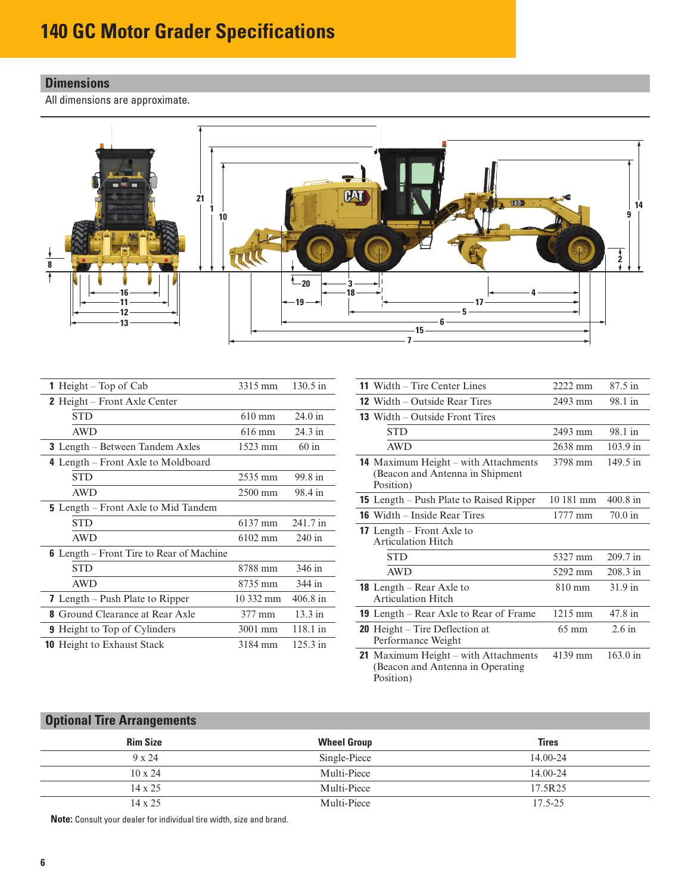# 140 GC Motor Grader Specifications

## Dimensions

All dimensions are approximate.

| | | mm | in |
|---|---|---|---|
| **1** | Height – Top of Cab | 3315 mm | 130.5 in |
| **2** | Height – Front Axle Center | | |
| | STD | 610 mm | 24.0 in |
| | AWD | 616 mm | 24.3 in |
| **3** | Length – Between Tandem Axles | 1523 mm | 60 in |
| **4** | Length – Front Axle to Moldboard | | |
| | STD | 2535 mm | 99.8 in |
| | AWD | 2500 mm | 98.4 in |
| **5** | Length – Front Axle to Mid Tandem | | |
| | STD | 6137 mm | 241.7 in |
| | AWD | 6102 mm | 240 in |
| **6** | Length – Front Tire to Rear of Machine | | |
| | STD | 8788 mm | 346 in |
| | AWD | 8735 mm | 344 in |
| **7** | Length – Push Plate to Ripper | 10 332 mm | 406.8 in |
| **8** | Ground Clearance at Rear Axle | 377 mm | 13.3 in |
| **9** | Height to Top of Cylinders | 3001 mm | 118.1 in |
| **10** | Height to Exhaust Stack | 3184 mm | 125.3 in |
| **11** | Width – Tire Center Lines | 2222 mm | 87.5 in |
| **12** | Width – Outside Rear Tires | 2493 mm | 98.1 in |
| **13** | Width – Outside Front Tires | | |
| | STD | 2493 mm | 98.1 in |
| | AWD | 2638 mm | 103.9 in |
| **14** | Maximum Height – with Attachments (Beacon and Antenna in Shipment Position) | 3798 mm | 149.5 in |
| **15** | Length – Push Plate to Raised Ripper | 10 181 mm | 400.8 in |
| **16** | Width – Inside Rear Tires | 1777 mm | 70.0 in |
| **17** | Length – Front Axle to Articulation Hitch | | |
| | STD | 5327 mm | 209.7 in |
| | AWD | 5292 mm | 208.3 in |
| **18** | Length – Rear Axle to Articulation Hitch | 810 mm | 31.9 in |
| **19** | Length – Rear Axle to Rear of Frame | 1215 mm | 47.8 in |
| **20** | Height – Tire Deflection at Performance Weight | 65 mm | 2.6 in |
| **21** | Maximum Height – with Attachments (Beacon and Antenna in Operating Position) | 4139 mm | 163.0 in |

## Optional Tire Arrangements

| Rim Size | Wheel Group | Tires |
|---|---|---|
| 9 x 24 | Single-Piece | 14.00-24 |
| 10 x 24 | Multi-Piece | 14.00-24 |
| 14 x 25 | Multi-Piece | 17.5R25 |
| 14 x 25 | Multi-Piece | 17.5-25 |

**Note:** Consult your dealer for individual tire width, size and brand.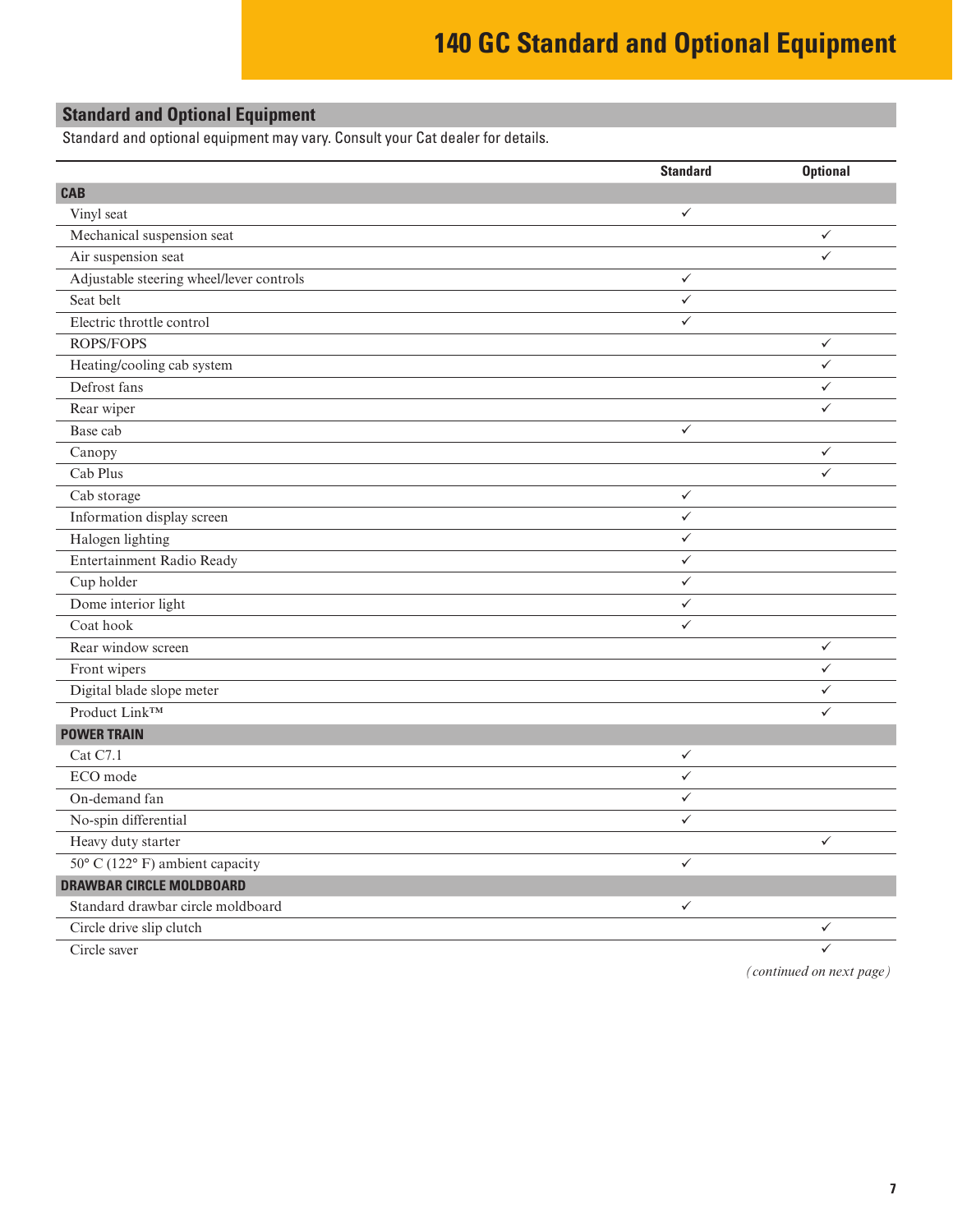# 140 GC Standard and Optional Equipment

## Standard and Optional Equipment

Standard and optional equipment may vary. Consult your Cat dealer for details.

| | Standard | Optional |
|---|---|---|
| **CAB** | | |
| Vinyl seat | ✓ | |
| Mechanical suspension seat | | ✓ |
| Air suspension seat | | ✓ |
| Adjustable steering wheel/lever controls | ✓ | |
| Seat belt | ✓ | |
| Electric throttle control | ✓ | |
| ROPS/FOPS | | ✓ |
| Heating/cooling cab system | | ✓ |
| Defrost fans | | ✓ |
| Rear wiper | | ✓ |
| Base cab | ✓ | |
| Canopy | | ✓ |
| Cab Plus | | ✓ |
| Cab storage | ✓ | |
| Information display screen | ✓ | |
| Halogen lighting | ✓ | |
| Entertainment Radio Ready | ✓ | |
| Cup holder | ✓ | |
| Dome interior light | ✓ | |
| Coat hook | ✓ | |
| Rear window screen | | ✓ |
| Front wipers | | ✓ |
| Digital blade slope meter | | ✓ |
| Product Link™ | | ✓ |
| **POWER TRAIN** | | |
| Cat C7.1 | ✓ | |
| ECO mode | ✓ | |
| On-demand fan | ✓ | |
| No-spin differential | ✓ | |
| Heavy duty starter | | ✓ |
| 50° C (122° F) ambient capacity | ✓ | |
| **DRAWBAR CIRCLE MOLDBOARD** | | |
| Standard drawbar circle moldboard | ✓ | |
| Circle drive slip clutch | | ✓ |
| Circle saver | | ✓ |

*(continued on next page)*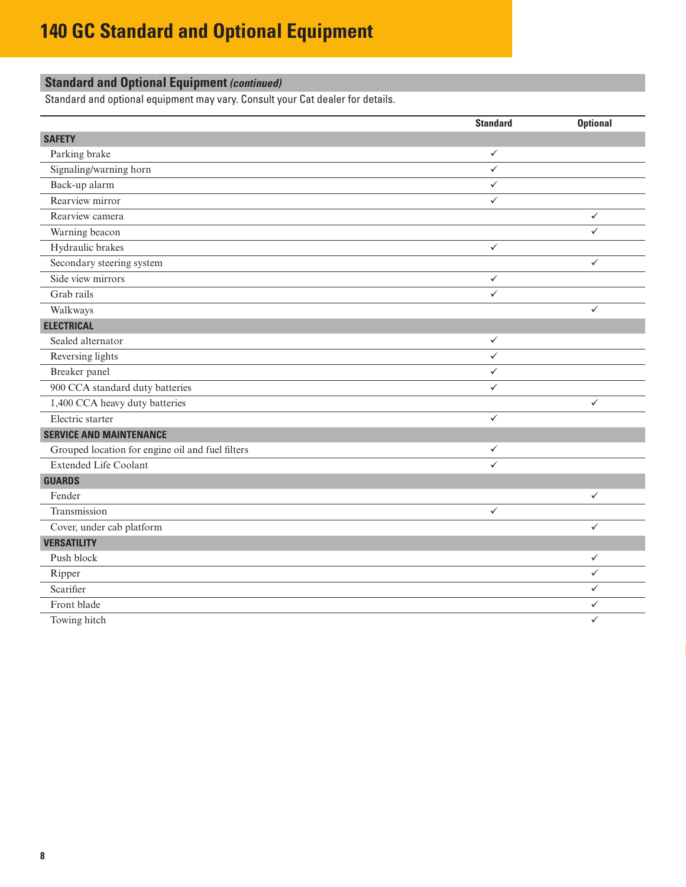# 140 GC Standard and Optional Equipment

## Standard and Optional Equipment *(continued)*

Standard and optional equipment may vary. Consult your Cat dealer for details.

| | Standard | Optional |
|---|---|---|
| **SAFETY** | | |
| Parking brake | ✓ | |
| Signaling/warning horn | ✓ | |
| Back-up alarm | ✓ | |
| Rearview mirror | ✓ | |
| Rearview camera | | ✓ |
| Warning beacon | | ✓ |
| Hydraulic brakes | ✓ | |
| Secondary steering system | | ✓ |
| Side view mirrors | ✓ | |
| Grab rails | ✓ | |
| Walkways | | ✓ |
| **ELECTRICAL** | | |
| Sealed alternator | ✓ | |
| Reversing lights | ✓ | |
| Breaker panel | ✓ | |
| 900 CCA standard duty batteries | ✓ | |
| 1,400 CCA heavy duty batteries | | ✓ |
| Electric starter | ✓ | |
| **SERVICE AND MAINTENANCE** | | |
| Grouped location for engine oil and fuel filters | ✓ | |
| Extended Life Coolant | ✓ | |
| **GUARDS** | | |
| Fender | | ✓ |
| Transmission | ✓ | |
| Cover, under cab platform | | ✓ |
| **VERSATILITY** | | |
| Push block | | ✓ |
| Ripper | | ✓ |
| Scarifier | | ✓ |
| Front blade | | ✓ |
| Towing hitch | | ✓ |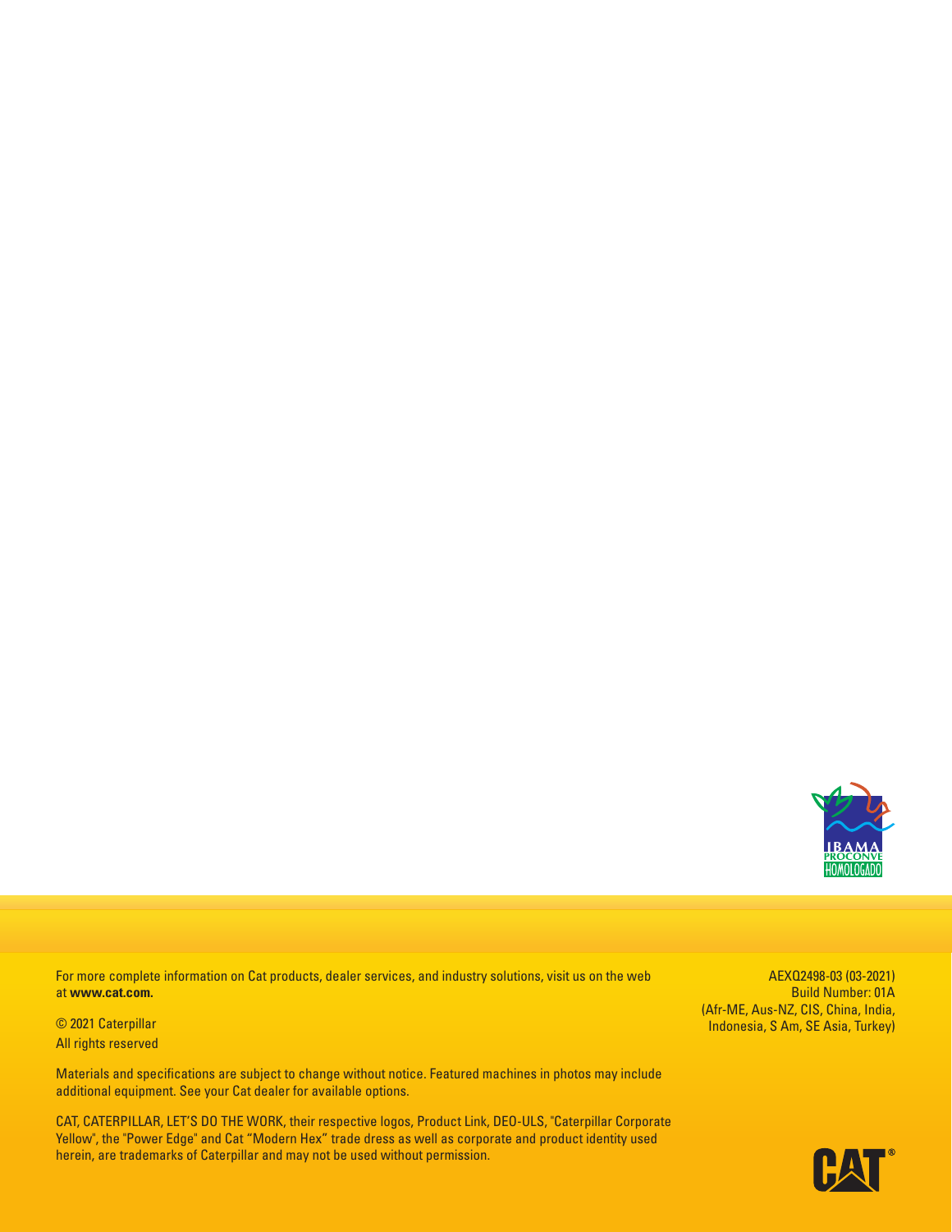IBAMA
PROCONVE
HOMOLOGADO

For more complete information on Cat products, dealer services, and industry solutions, visit us on the web at **www.cat.com.**

© 2021 Caterpillar
All rights reserved

Materials and specifications are subject to change without notice. Featured machines in photos may include additional equipment. See your Cat dealer for available options.

CAT, CATERPILLAR, LET'S DO THE WORK, their respective logos, Product Link, DEO-ULS, "Caterpillar Corporate Yellow", the "Power Edge" and Cat "Modern Hex" trade dress as well as corporate and product identity used herein, are trademarks of Caterpillar and may not be used without permission.

AEXQ2498-03 (03-2021)
Build Number: 01A
(Afr-ME, Aus-NZ, CIS, China, India, Indonesia, S Am, SE Asia, Turkey)